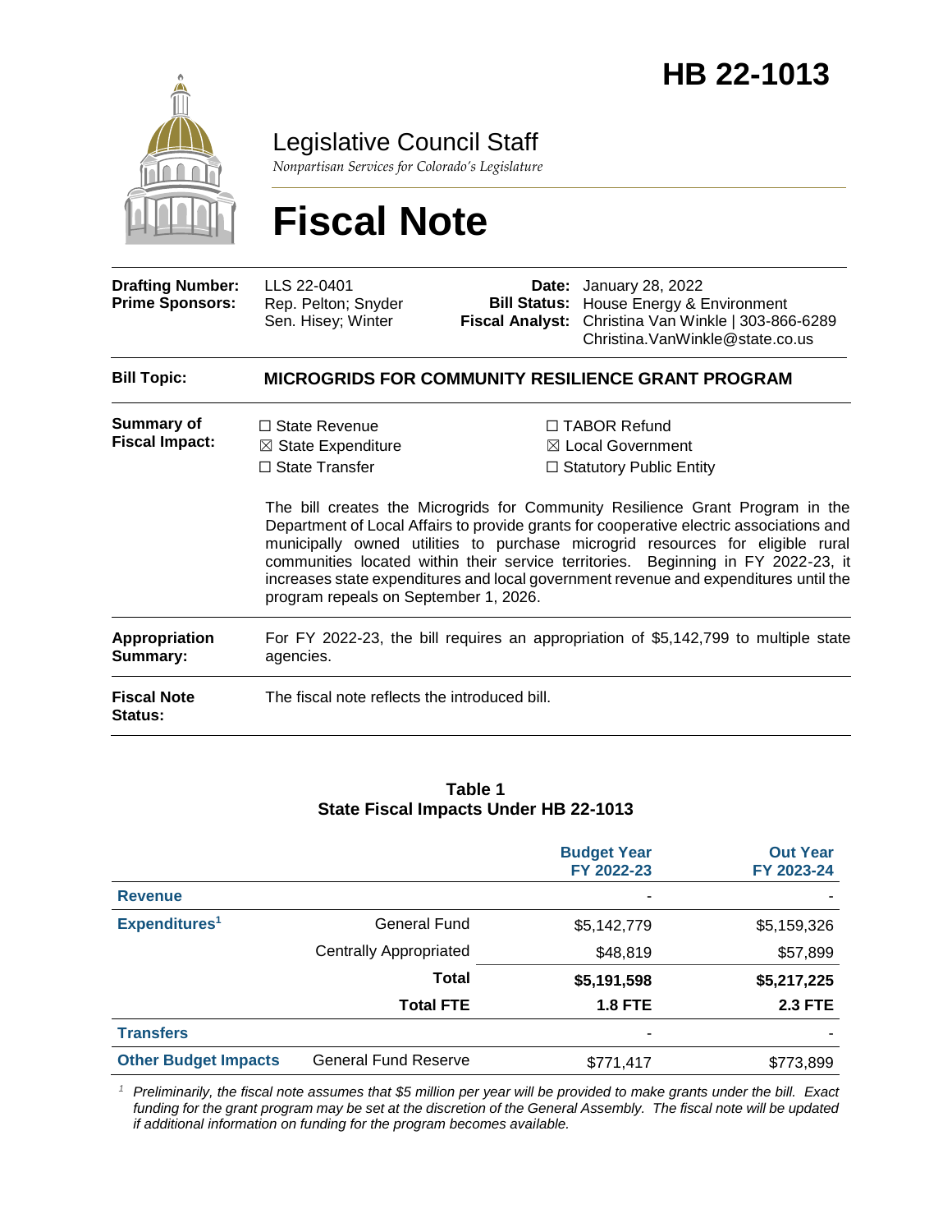# HB 22-1013

Legislative Council Staff

*Nonpartisan Services for Colorado's Legislature*

# Fiscal Note

| | | | |
|---|---|---|---|
| **Drafting Number:** | LLS 22-0401 | **Date:** | January 28, 2022 |
| **Prime Sponsors:** | Rep. Pelton; Snyder<br>Sen. Hisey; Winter | **Bill Status:** | House Energy & Environment |
| | | **Fiscal Analyst:** | Christina Van Winkle \| 303-866-6289<br>Christina.VanWinkle@state.co.us |

**Bill Topic:** **MICROGRIDS FOR COMMUNITY RESILIENCE GRANT PROGRAM**

**Summary of Fiscal Impact:**

☐ State Revenue
☒ State Expenditure
☐ State Transfer
☐ TABOR Refund
☒ Local Government
☐ Statutory Public Entity

The bill creates the Microgrids for Community Resilience Grant Program in the Department of Local Affairs to provide grants for cooperative electric associations and municipally owned utilities to purchase microgrid resources for eligible rural communities located within their service territories. Beginning in FY 2022-23, it increases state expenditures and local government revenue and expenditures until the program repeals on September 1, 2026.

**Appropriation Summary:** For FY 2022-23, the bill requires an appropriation of $5,142,799 to multiple state agencies.

**Fiscal Note Status:** The fiscal note reflects the introduced bill.

**Table 1**
**State Fiscal Impacts Under HB 22-1013**

| | | Budget Year FY 2022-23 | Out Year FY 2023-24 |
|---|---|---|---|
| **Revenue** | | - | - |
| **Expenditures**[1] | General Fund | $5,142,779 | $5,159,326 |
| | Centrally Appropriated | $48,819 | $57,899 |
| | **Total** | **$5,191,598** | **$5,217,225** |
| | **Total FTE** | **1.8 FTE** | **2.3 FTE** |
| **Transfers** | | - | - |
| **Other Budget Impacts** | General Fund Reserve | $771,417 | $773,899 |

[1] *Preliminarily, the fiscal note assumes that $5 million per year will be provided to make grants under the bill. Exact funding for the grant program may be set at the discretion of the General Assembly. The fiscal note will be updated if additional information on funding for the program becomes available.*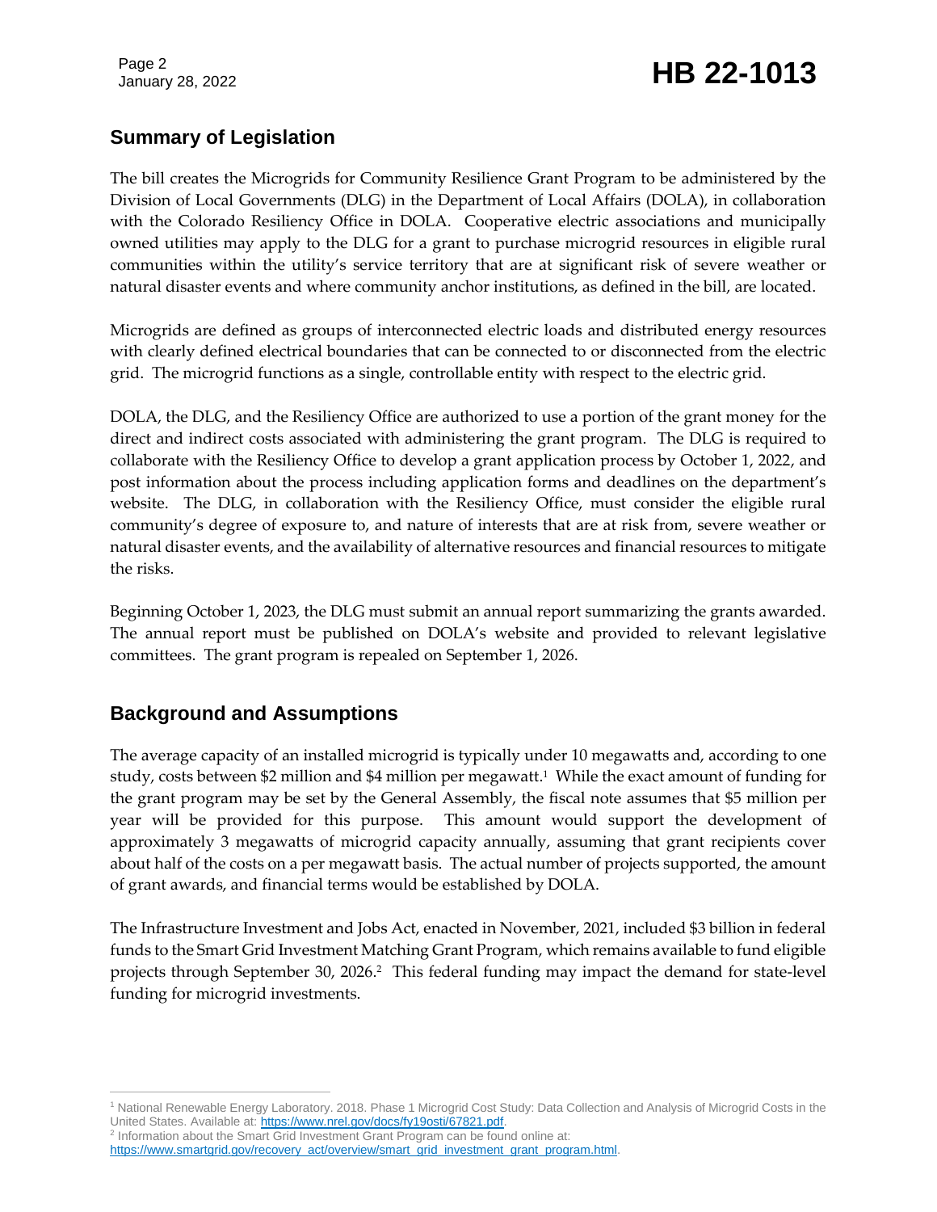## Summary of Legislation

The bill creates the Microgrids for Community Resilience Grant Program to be administered by the Division of Local Governments (DLG) in the Department of Local Affairs (DOLA), in collaboration with the Colorado Resiliency Office in DOLA. Cooperative electric associations and municipally owned utilities may apply to the DLG for a grant to purchase microgrid resources in eligible rural communities within the utility's service territory that are at significant risk of severe weather or natural disaster events and where community anchor institutions, as defined in the bill, are located.

Microgrids are defined as groups of interconnected electric loads and distributed energy resources with clearly defined electrical boundaries that can be connected to or disconnected from the electric grid. The microgrid functions as a single, controllable entity with respect to the electric grid.

DOLA, the DLG, and the Resiliency Office are authorized to use a portion of the grant money for the direct and indirect costs associated with administering the grant program. The DLG is required to collaborate with the Resiliency Office to develop a grant application process by October 1, 2022, and post information about the process including application forms and deadlines on the department's website. The DLG, in collaboration with the Resiliency Office, must consider the eligible rural community's degree of exposure to, and nature of interests that are at risk from, severe weather or natural disaster events, and the availability of alternative resources and financial resources to mitigate the risks.

Beginning October 1, 2023, the DLG must submit an annual report summarizing the grants awarded. The annual report must be published on DOLA's website and provided to relevant legislative committees. The grant program is repealed on September 1, 2026.

## Background and Assumptions

The average capacity of an installed microgrid is typically under 10 megawatts and, according to one study, costs between $2 million and $4 million per megawatt.[1] While the exact amount of funding for the grant program may be set by the General Assembly, the fiscal note assumes that $5 million per year will be provided for this purpose. This amount would support the development of approximately 3 megawatts of microgrid capacity annually, assuming that grant recipients cover about half of the costs on a per megawatt basis. The actual number of projects supported, the amount of grant awards, and financial terms would be established by DOLA.

The Infrastructure Investment and Jobs Act, enacted in November, 2021, included $3 billion in federal funds to the Smart Grid Investment Matching Grant Program, which remains available to fund eligible projects through September 30, 2026.[2] This federal funding may impact the demand for state-level funding for microgrid investments.

---

[1] National Renewable Energy Laboratory. 2018. Phase 1 Microgrid Cost Study: Data Collection and Analysis of Microgrid Costs in the United States. Available at: https://www.nrel.gov/docs/fy19osti/67821.pdf.

[2] Information about the Smart Grid Investment Grant Program can be found online at: https://www.smartgrid.gov/recovery_act/overview/smart_grid_investment_grant_program.html.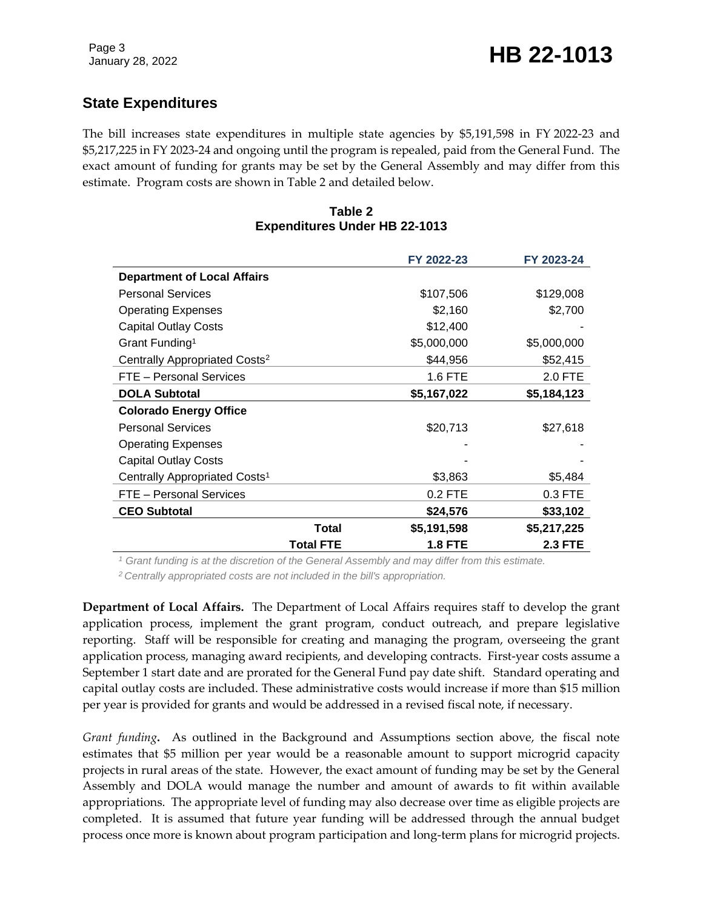## State Expenditures

The bill increases state expenditures in multiple state agencies by $5,191,598 in FY 2022-23 and $5,217,225 in FY 2023-24 and ongoing until the program is repealed, paid from the General Fund. The exact amount of funding for grants may be set by the General Assembly and may differ from this estimate. Program costs are shown in Table 2 and detailed below.

**Table 2**
**Expenditures Under HB 22-1013**

| | FY 2022-23 | FY 2023-24 |
|---|---|---|
| **Department of Local Affairs** | | |
| Personal Services | $107,506 | $129,008 |
| Operating Expenses | $2,160 | $2,700 |
| Capital Outlay Costs | $12,400 | - |
| Grant Funding[1] | $5,000,000 | $5,000,000 |
| Centrally Appropriated Costs[2] | $44,956 | $52,415 |
| FTE – Personal Services | 1.6 FTE | 2.0 FTE |
| **DOLA Subtotal** | **$5,167,022** | **$5,184,123** |
| **Colorado Energy Office** | | |
| Personal Services | $20,713 | $27,618 |
| Operating Expenses | - | - |
| Capital Outlay Costs | - | - |
| Centrally Appropriated Costs[1] | $3,863 | $5,484 |
| FTE – Personal Services | 0.2 FTE | 0.3 FTE |
| **CEO Subtotal** | **$24,576** | **$33,102** |
| **Total** | **$5,191,598** | **$5,217,225** |
| **Total FTE** | **1.8 FTE** | **2.3 FTE** |

*[1] Grant funding is at the discretion of the General Assembly and may differ from this estimate.*
*[2] Centrally appropriated costs are not included in the bill's appropriation.*

**Department of Local Affairs.** The Department of Local Affairs requires staff to develop the grant application process, implement the grant program, conduct outreach, and prepare legislative reporting. Staff will be responsible for creating and managing the program, overseeing the grant application process, managing award recipients, and developing contracts. First-year costs assume a September 1 start date and are prorated for the General Fund pay date shift. Standard operating and capital outlay costs are included. These administrative costs would increase if more than $15 million per year is provided for grants and would be addressed in a revised fiscal note, if necessary.

*Grant funding***.** As outlined in the Background and Assumptions section above, the fiscal note estimates that $5 million per year would be a reasonable amount to support microgrid capacity projects in rural areas of the state. However, the exact amount of funding may be set by the General Assembly and DOLA would manage the number and amount of awards to fit within available appropriations. The appropriate level of funding may also decrease over time as eligible projects are completed. It is assumed that future year funding will be addressed through the annual budget process once more is known about program participation and long-term plans for microgrid projects.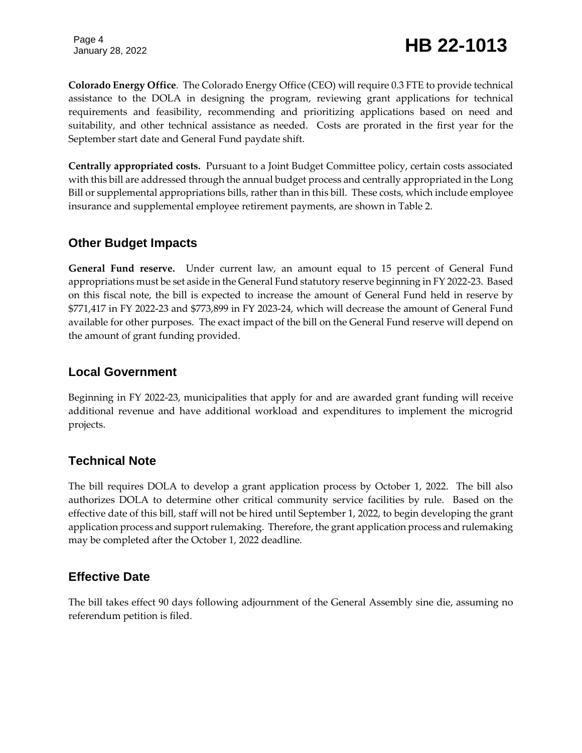**Colorado Energy Office**. The Colorado Energy Office (CEO) will require 0.3 FTE to provide technical assistance to the DOLA in designing the program, reviewing grant applications for technical requirements and feasibility, recommending and prioritizing applications based on need and suitability, and other technical assistance as needed. Costs are prorated in the first year for the September start date and General Fund paydate shift.

**Centrally appropriated costs.** Pursuant to a Joint Budget Committee policy, certain costs associated with this bill are addressed through the annual budget process and centrally appropriated in the Long Bill or supplemental appropriations bills, rather than in this bill. These costs, which include employee insurance and supplemental employee retirement payments, are shown in Table 2.

## Other Budget Impacts

**General Fund reserve.** Under current law, an amount equal to 15 percent of General Fund appropriations must be set aside in the General Fund statutory reserve beginning in FY 2022-23. Based on this fiscal note, the bill is expected to increase the amount of General Fund held in reserve by $771,417 in FY 2022-23 and $773,899 in FY 2023-24, which will decrease the amount of General Fund available for other purposes. The exact impact of the bill on the General Fund reserve will depend on the amount of grant funding provided.

## Local Government

Beginning in FY 2022-23, municipalities that apply for and are awarded grant funding will receive additional revenue and have additional workload and expenditures to implement the microgrid projects.

## Technical Note

The bill requires DOLA to develop a grant application process by October 1, 2022. The bill also authorizes DOLA to determine other critical community service facilities by rule. Based on the effective date of this bill, staff will not be hired until September 1, 2022, to begin developing the grant application process and support rulemaking. Therefore, the grant application process and rulemaking may be completed after the October 1, 2022 deadline.

## Effective Date

The bill takes effect 90 days following adjournment of the General Assembly sine die, assuming no referendum petition is filed.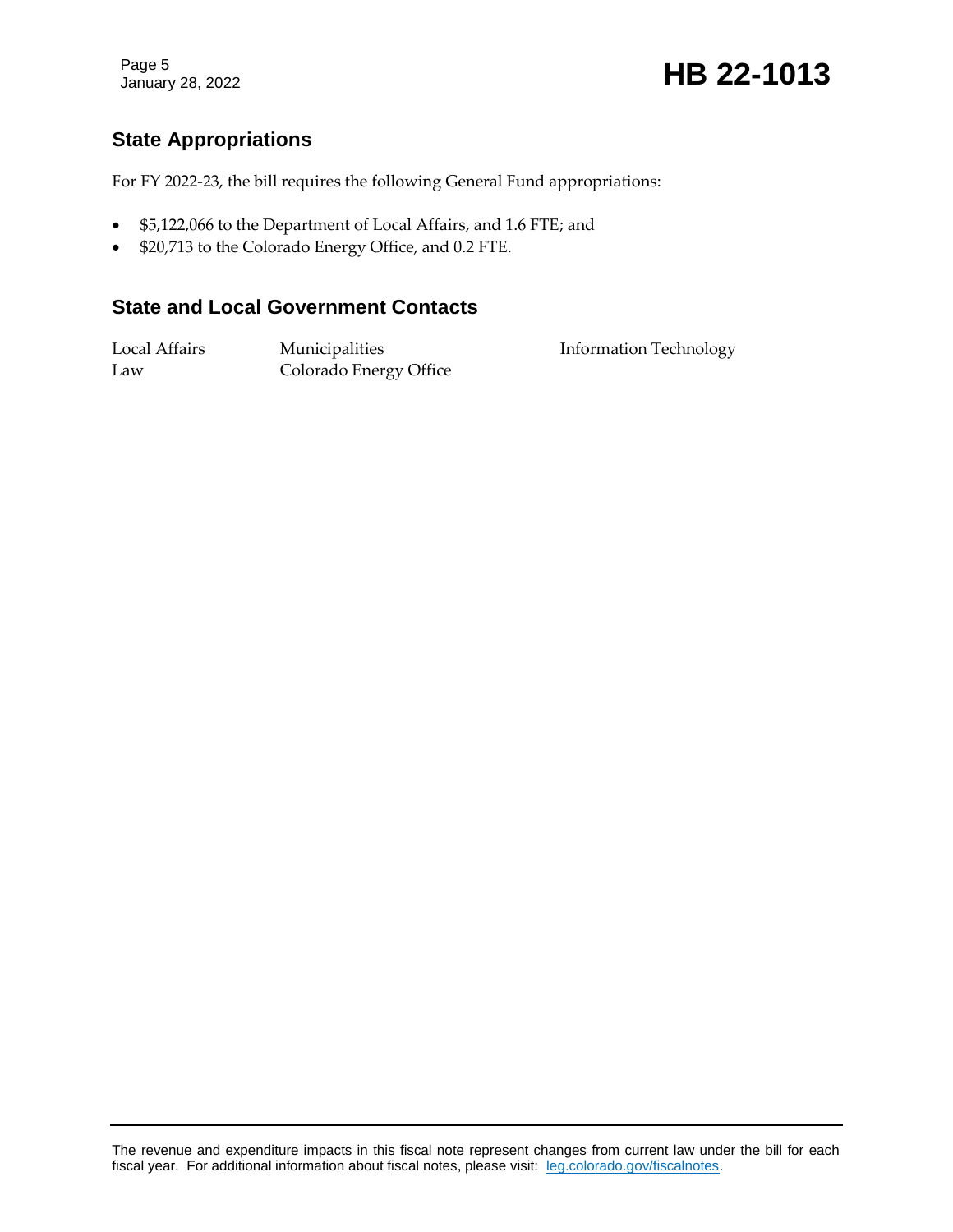## State Appropriations

For FY 2022-23, the bill requires the following General Fund appropriations:

- $5,122,066 to the Department of Local Affairs, and 1.6 FTE; and
- $20,713 to the Colorado Energy Office, and 0.2 FTE.

## State and Local Government Contacts

| | | |
|---|---|---|
| Local Affairs | Municipalities | Information Technology |
| Law | Colorado Energy Office | |

The revenue and expenditure impacts in this fiscal note represent changes from current law under the bill for each fiscal year. For additional information about fiscal notes, please visit: leg.colorado.gov/fiscalnotes.